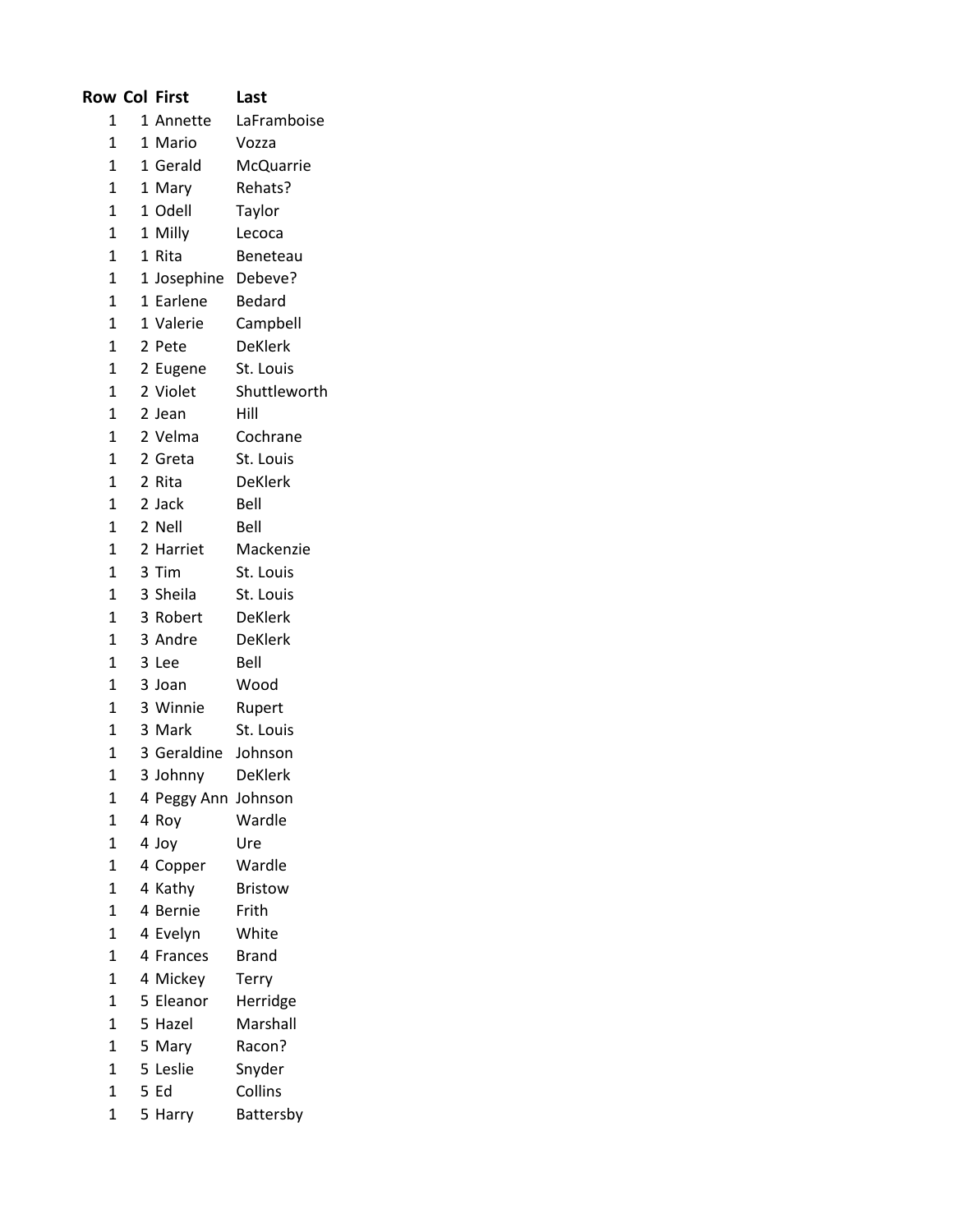| Row | Col | First | Last |
|---|---|---|---|
| 1 | 1 | Annette | LaFramboise |
| 1 | 1 | Mario | Vozza |
| 1 | 1 | Gerald | McQuarrie |
| 1 | 1 | Mary | Rehats? |
| 1 | 1 | Odell | Taylor |
| 1 | 1 | Milly | Lecoca |
| 1 | 1 | Rita | Beneteau |
| 1 | 1 | Josephine | Debeve? |
| 1 | 1 | Earlene | Bedard |
| 1 | 1 | Valerie | Campbell |
| 1 | 2 | Pete | DeKlerk |
| 1 | 2 | Eugene | St. Louis |
| 1 | 2 | Violet | Shuttleworth |
| 1 | 2 | Jean | Hill |
| 1 | 2 | Velma | Cochrane |
| 1 | 2 | Greta | St. Louis |
| 1 | 2 | Rita | DeKlerk |
| 1 | 2 | Jack | Bell |
| 1 | 2 | Nell | Bell |
| 1 | 2 | Harriet | Mackenzie |
| 1 | 3 | Tim | St. Louis |
| 1 | 3 | Sheila | St. Louis |
| 1 | 3 | Robert | DeKlerk |
| 1 | 3 | Andre | DeKlerk |
| 1 | 3 | Lee | Bell |
| 1 | 3 | Joan | Wood |
| 1 | 3 | Winnie | Rupert |
| 1 | 3 | Mark | St. Louis |
| 1 | 3 | Geraldine | Johnson |
| 1 | 3 | Johnny | DeKlerk |
| 1 | 4 | Peggy Ann | Johnson |
| 1 | 4 | Roy | Wardle |
| 1 | 4 | Joy | Ure |
| 1 | 4 | Copper | Wardle |
| 1 | 4 | Kathy | Bristow |
| 1 | 4 | Bernie | Frith |
| 1 | 4 | Evelyn | White |
| 1 | 4 | Frances | Brand |
| 1 | 4 | Mickey | Terry |
| 1 | 5 | Eleanor | Herridge |
| 1 | 5 | Hazel | Marshall |
| 1 | 5 | Mary | Racon? |
| 1 | 5 | Leslie | Snyder |
| 1 | 5 | Ed | Collins |
| 1 | 5 | Harry | Battersby |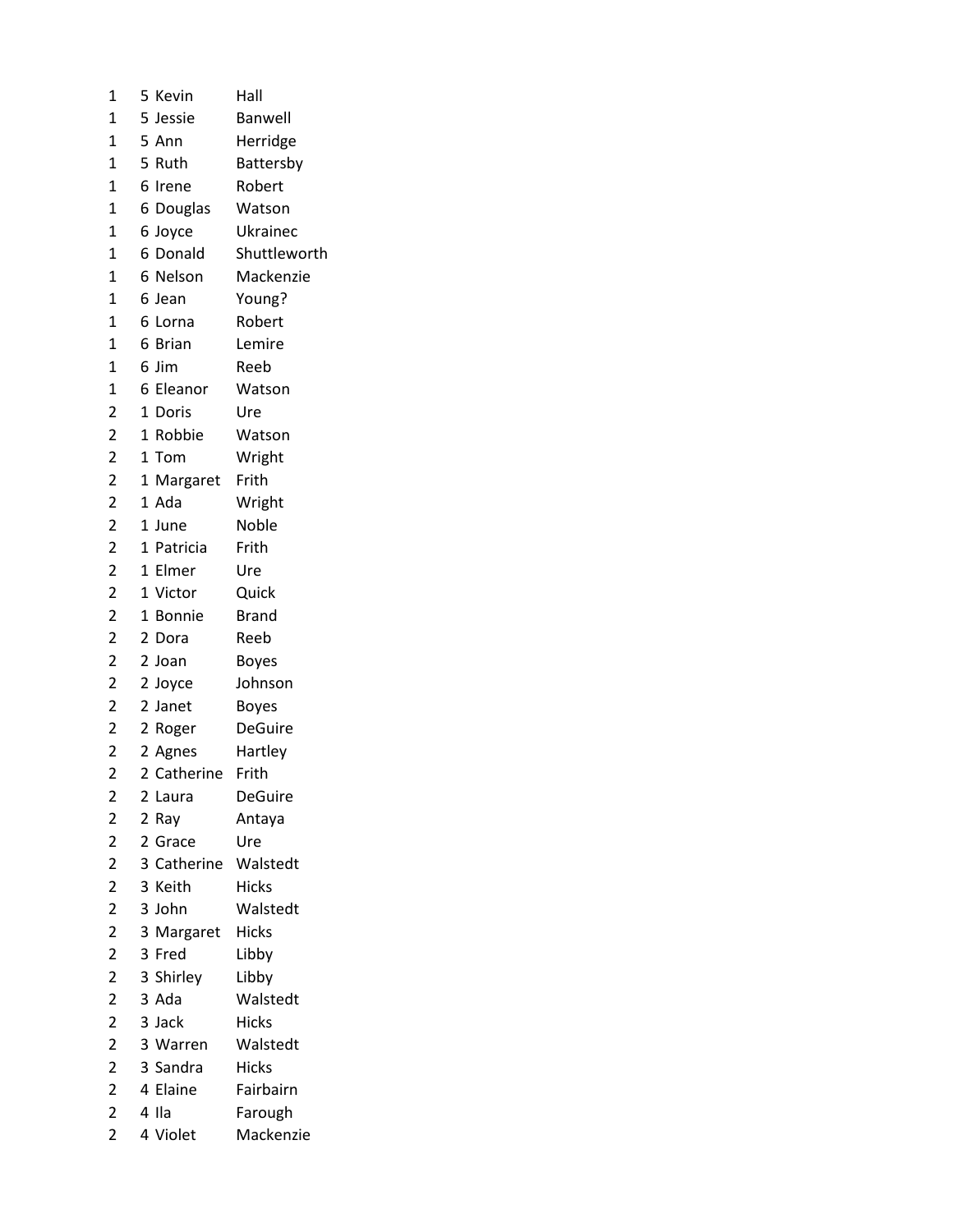| | | | |
|---|---|---|---|
| 1 | 5 | Kevin | Hall |
| 1 | 5 | Jessie | Banwell |
| 1 | 5 | Ann | Herridge |
| 1 | 5 | Ruth | Battersby |
| 1 | 6 | Irene | Robert |
| 1 | 6 | Douglas | Watson |
| 1 | 6 | Joyce | Ukrainec |
| 1 | 6 | Donald | Shuttleworth |
| 1 | 6 | Nelson | Mackenzie |
| 1 | 6 | Jean | Young? |
| 1 | 6 | Lorna | Robert |
| 1 | 6 | Brian | Lemire |
| 1 | 6 | Jim | Reeb |
| 1 | 6 | Eleanor | Watson |
| 2 | 1 | Doris | Ure |
| 2 | 1 | Robbie | Watson |
| 2 | 1 | Tom | Wright |
| 2 | 1 | Margaret | Frith |
| 2 | 1 | Ada | Wright |
| 2 | 1 | June | Noble |
| 2 | 1 | Patricia | Frith |
| 2 | 1 | Elmer | Ure |
| 2 | 1 | Victor | Quick |
| 2 | 1 | Bonnie | Brand |
| 2 | 2 | Dora | Reeb |
| 2 | 2 | Joan | Boyes |
| 2 | 2 | Joyce | Johnson |
| 2 | 2 | Janet | Boyes |
| 2 | 2 | Roger | DeGuire |
| 2 | 2 | Agnes | Hartley |
| 2 | 2 | Catherine | Frith |
| 2 | 2 | Laura | DeGuire |
| 2 | 2 | Ray | Antaya |
| 2 | 2 | Grace | Ure |
| 2 | 3 | Catherine | Walstedt |
| 2 | 3 | Keith | Hicks |
| 2 | 3 | John | Walstedt |
| 2 | 3 | Margaret | Hicks |
| 2 | 3 | Fred | Libby |
| 2 | 3 | Shirley | Libby |
| 2 | 3 | Ada | Walstedt |
| 2 | 3 | Jack | Hicks |
| 2 | 3 | Warren | Walstedt |
| 2 | 3 | Sandra | Hicks |
| 2 | 4 | Elaine | Fairbairn |
| 2 | 4 | Ila | Farough |
| 2 | 4 | Violet | Mackenzie |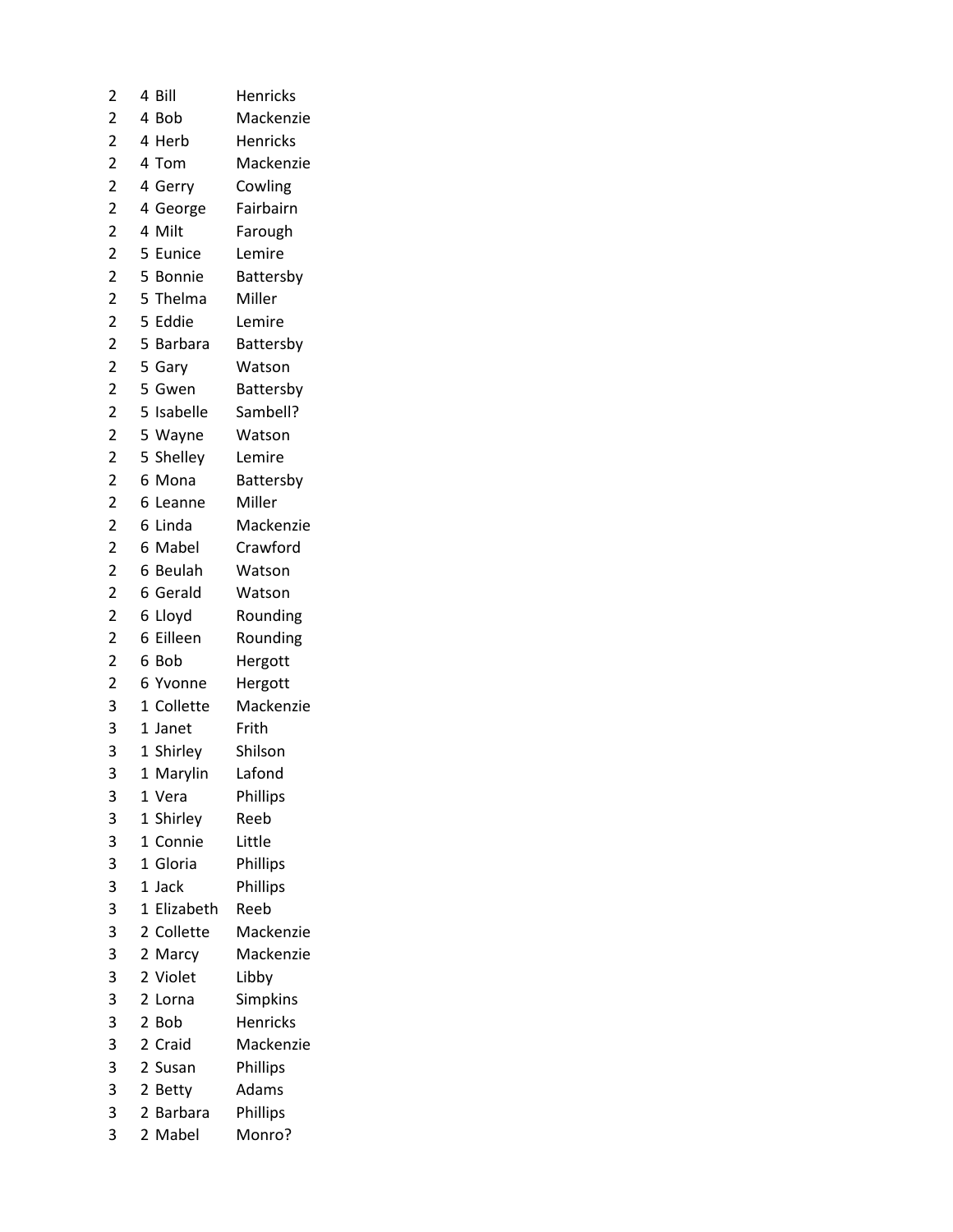| | | | |
|---|---|---|---|
| 2 | 4 | Bill | Henricks |
| 2 | 4 | Bob | Mackenzie |
| 2 | 4 | Herb | Henricks |
| 2 | 4 | Tom | Mackenzie |
| 2 | 4 | Gerry | Cowling |
| 2 | 4 | George | Fairbairn |
| 2 | 4 | Milt | Farough |
| 2 | 5 | Eunice | Lemire |
| 2 | 5 | Bonnie | Battersby |
| 2 | 5 | Thelma | Miller |
| 2 | 5 | Eddie | Lemire |
| 2 | 5 | Barbara | Battersby |
| 2 | 5 | Gary | Watson |
| 2 | 5 | Gwen | Battersby |
| 2 | 5 | Isabelle | Sambell? |
| 2 | 5 | Wayne | Watson |
| 2 | 5 | Shelley | Lemire |
| 2 | 6 | Mona | Battersby |
| 2 | 6 | Leanne | Miller |
| 2 | 6 | Linda | Mackenzie |
| 2 | 6 | Mabel | Crawford |
| 2 | 6 | Beulah | Watson |
| 2 | 6 | Gerald | Watson |
| 2 | 6 | Lloyd | Rounding |
| 2 | 6 | Eilleen | Rounding |
| 2 | 6 | Bob | Hergott |
| 2 | 6 | Yvonne | Hergott |
| 3 | 1 | Collette | Mackenzie |
| 3 | 1 | Janet | Frith |
| 3 | 1 | Shirley | Shilson |
| 3 | 1 | Marylin | Lafond |
| 3 | 1 | Vera | Phillips |
| 3 | 1 | Shirley | Reeb |
| 3 | 1 | Connie | Little |
| 3 | 1 | Gloria | Phillips |
| 3 | 1 | Jack | Phillips |
| 3 | 1 | Elizabeth | Reeb |
| 3 | 2 | Collette | Mackenzie |
| 3 | 2 | Marcy | Mackenzie |
| 3 | 2 | Violet | Libby |
| 3 | 2 | Lorna | Simpkins |
| 3 | 2 | Bob | Henricks |
| 3 | 2 | Craid | Mackenzie |
| 3 | 2 | Susan | Phillips |
| 3 | 2 | Betty | Adams |
| 3 | 2 | Barbara | Phillips |
| 3 | 2 | Mabel | Monro? |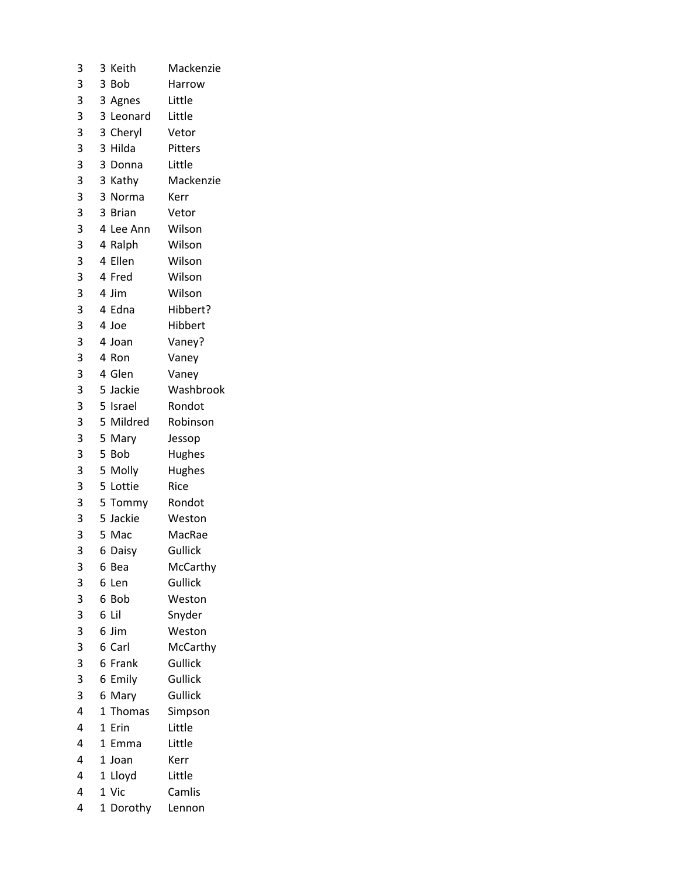| | | | |
|---|---|---|---|
| 3 | 3 | Keith | Mackenzie |
| 3 | 3 | Bob | Harrow |
| 3 | 3 | Agnes | Little |
| 3 | 3 | Leonard | Little |
| 3 | 3 | Cheryl | Vetor |
| 3 | 3 | Hilda | Pitters |
| 3 | 3 | Donna | Little |
| 3 | 3 | Kathy | Mackenzie |
| 3 | 3 | Norma | Kerr |
| 3 | 3 | Brian | Vetor |
| 3 | 4 | Lee Ann | Wilson |
| 3 | 4 | Ralph | Wilson |
| 3 | 4 | Ellen | Wilson |
| 3 | 4 | Fred | Wilson |
| 3 | 4 | Jim | Wilson |
| 3 | 4 | Edna | Hibbert? |
| 3 | 4 | Joe | Hibbert |
| 3 | 4 | Joan | Vaney? |
| 3 | 4 | Ron | Vaney |
| 3 | 4 | Glen | Vaney |
| 3 | 5 | Jackie | Washbrook |
| 3 | 5 | Israel | Rondot |
| 3 | 5 | Mildred | Robinson |
| 3 | 5 | Mary | Jessop |
| 3 | 5 | Bob | Hughes |
| 3 | 5 | Molly | Hughes |
| 3 | 5 | Lottie | Rice |
| 3 | 5 | Tommy | Rondot |
| 3 | 5 | Jackie | Weston |
| 3 | 5 | Mac | MacRae |
| 3 | 6 | Daisy | Gullick |
| 3 | 6 | Bea | McCarthy |
| 3 | 6 | Len | Gullick |
| 3 | 6 | Bob | Weston |
| 3 | 6 | Lil | Snyder |
| 3 | 6 | Jim | Weston |
| 3 | 6 | Carl | McCarthy |
| 3 | 6 | Frank | Gullick |
| 3 | 6 | Emily | Gullick |
| 3 | 6 | Mary | Gullick |
| 4 | 1 | Thomas | Simpson |
| 4 | 1 | Erin | Little |
| 4 | 1 | Emma | Little |
| 4 | 1 | Joan | Kerr |
| 4 | 1 | Lloyd | Little |
| 4 | 1 | Vic | Camlis |
| 4 | 1 | Dorothy | Lennon |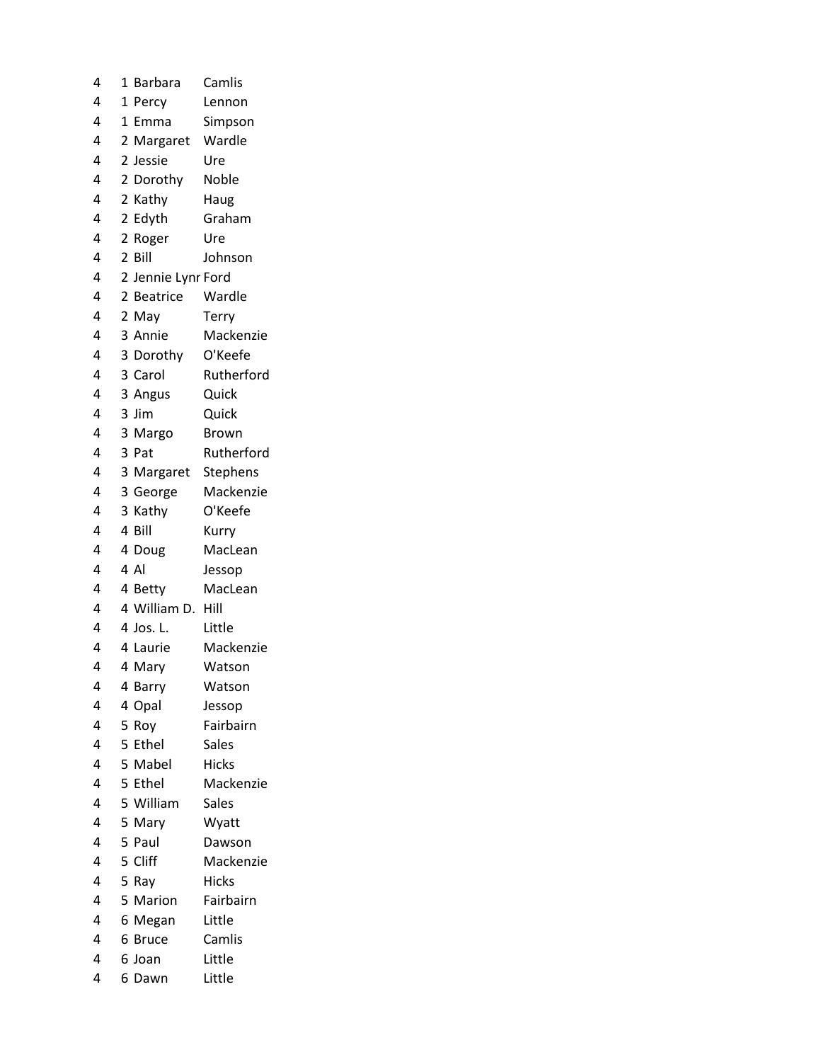| | | | |
|---|---|---|---|
| 4 | 1 | Barbara | Camlis |
| 4 | 1 | Percy | Lennon |
| 4 | 1 | Emma | Simpson |
| 4 | 2 | Margaret | Wardle |
| 4 | 2 | Jessie | Ure |
| 4 | 2 | Dorothy | Noble |
| 4 | 2 | Kathy | Haug |
| 4 | 2 | Edyth | Graham |
| 4 | 2 | Roger | Ure |
| 4 | 2 | Bill | Johnson |
| 4 | 2 | Jennie Lynr | Ford |
| 4 | 2 | Beatrice | Wardle |
| 4 | 2 | May | Terry |
| 4 | 3 | Annie | Mackenzie |
| 4 | 3 | Dorothy | O'Keefe |
| 4 | 3 | Carol | Rutherford |
| 4 | 3 | Angus | Quick |
| 4 | 3 | Jim | Quick |
| 4 | 3 | Margo | Brown |
| 4 | 3 | Pat | Rutherford |
| 4 | 3 | Margaret | Stephens |
| 4 | 3 | George | Mackenzie |
| 4 | 3 | Kathy | O'Keefe |
| 4 | 4 | Bill | Kurry |
| 4 | 4 | Doug | MacLean |
| 4 | 4 | Al | Jessop |
| 4 | 4 | Betty | MacLean |
| 4 | 4 | William D. | Hill |
| 4 | 4 | Jos. L. | Little |
| 4 | 4 | Laurie | Mackenzie |
| 4 | 4 | Mary | Watson |
| 4 | 4 | Barry | Watson |
| 4 | 4 | Opal | Jessop |
| 4 | 5 | Roy | Fairbairn |
| 4 | 5 | Ethel | Sales |
| 4 | 5 | Mabel | Hicks |
| 4 | 5 | Ethel | Mackenzie |
| 4 | 5 | William | Sales |
| 4 | 5 | Mary | Wyatt |
| 4 | 5 | Paul | Dawson |
| 4 | 5 | Cliff | Mackenzie |
| 4 | 5 | Ray | Hicks |
| 4 | 5 | Marion | Fairbairn |
| 4 | 6 | Megan | Little |
| 4 | 6 | Bruce | Camlis |
| 4 | 6 | Joan | Little |
| 4 | 6 | Dawn | Little |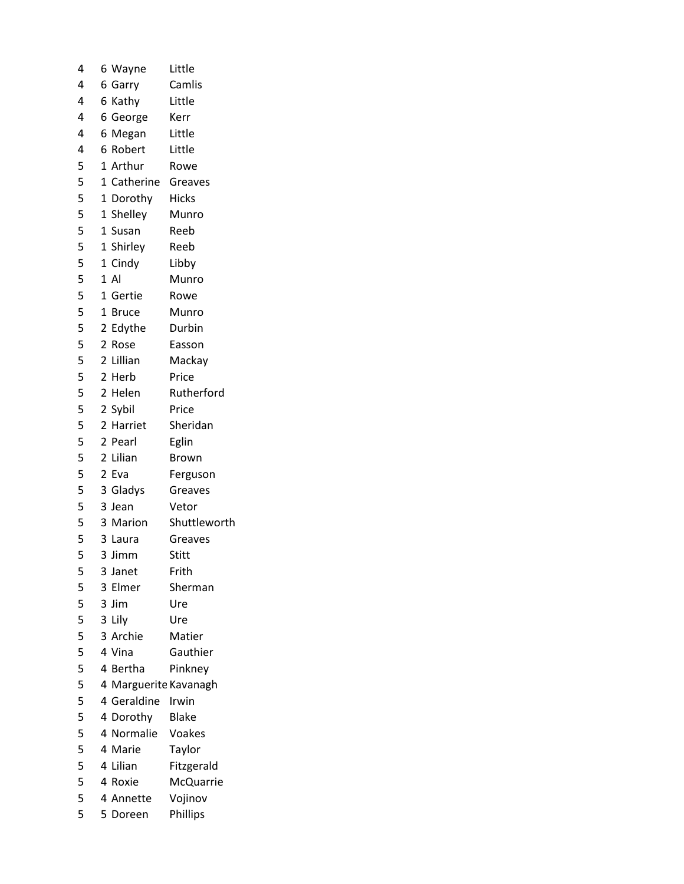| | | | |
|---|---|---|---|
| 4 | 6 | Wayne | Little |
| 4 | 6 | Garry | Camlis |
| 4 | 6 | Kathy | Little |
| 4 | 6 | George | Kerr |
| 4 | 6 | Megan | Little |
| 4 | 6 | Robert | Little |
| 5 | 1 | Arthur | Rowe |
| 5 | 1 | Catherine | Greaves |
| 5 | 1 | Dorothy | Hicks |
| 5 | 1 | Shelley | Munro |
| 5 | 1 | Susan | Reeb |
| 5 | 1 | Shirley | Reeb |
| 5 | 1 | Cindy | Libby |
| 5 | 1 | Al | Munro |
| 5 | 1 | Gertie | Rowe |
| 5 | 1 | Bruce | Munro |
| 5 | 2 | Edythe | Durbin |
| 5 | 2 | Rose | Easson |
| 5 | 2 | Lillian | Mackay |
| 5 | 2 | Herb | Price |
| 5 | 2 | Helen | Rutherford |
| 5 | 2 | Sybil | Price |
| 5 | 2 | Harriet | Sheridan |
| 5 | 2 | Pearl | Eglin |
| 5 | 2 | Lilian | Brown |
| 5 | 2 | Eva | Ferguson |
| 5 | 3 | Gladys | Greaves |
| 5 | 3 | Jean | Vetor |
| 5 | 3 | Marion | Shuttleworth |
| 5 | 3 | Laura | Greaves |
| 5 | 3 | Jimm | Stitt |
| 5 | 3 | Janet | Frith |
| 5 | 3 | Elmer | Sherman |
| 5 | 3 | Jim | Ure |
| 5 | 3 | Lily | Ure |
| 5 | 3 | Archie | Matier |
| 5 | 4 | Vina | Gauthier |
| 5 | 4 | Bertha | Pinkney |
| 5 | 4 | Marguerite | Kavanagh |
| 5 | 4 | Geraldine | Irwin |
| 5 | 4 | Dorothy | Blake |
| 5 | 4 | Normalie | Voakes |
| 5 | 4 | Marie | Taylor |
| 5 | 4 | Lilian | Fitzgerald |
| 5 | 4 | Roxie | McQuarrie |
| 5 | 4 | Annette | Vojinov |
| 5 | 5 | Doreen | Phillips |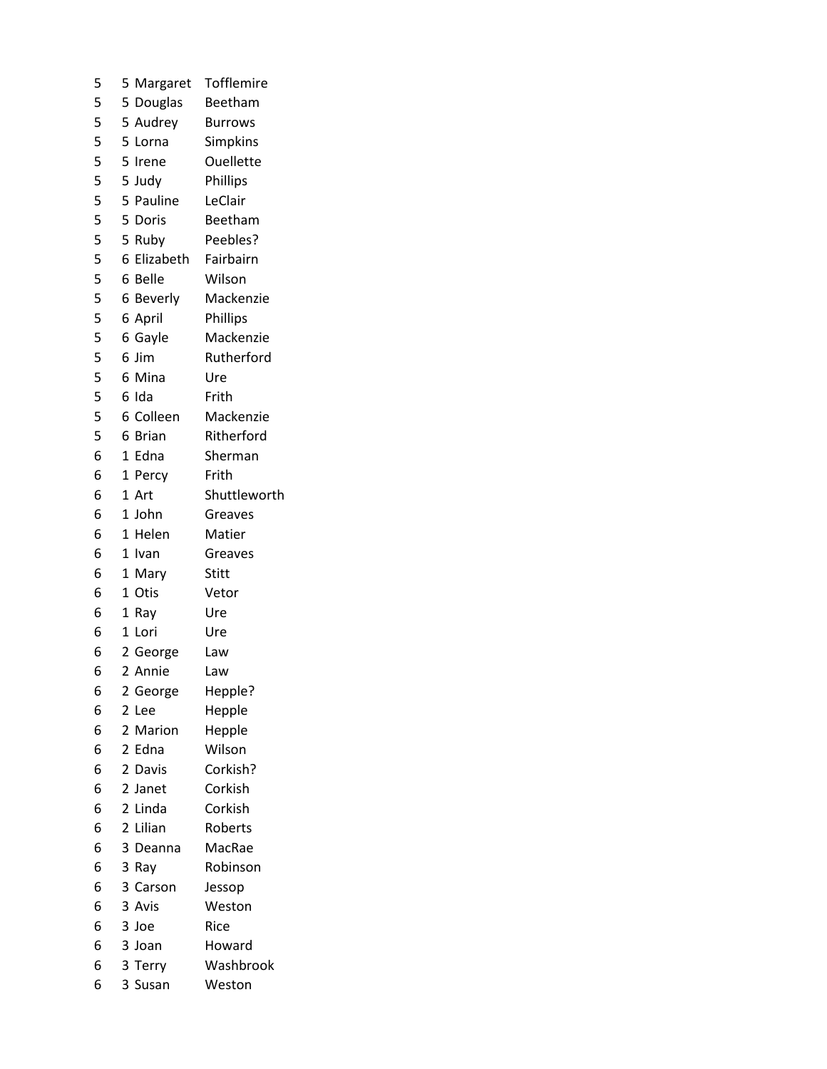| | | | |
|---|---|---|---|
| 5 | 5 | Margaret | Tofflemire |
| 5 | 5 | Douglas | Beetham |
| 5 | 5 | Audrey | Burrows |
| 5 | 5 | Lorna | Simpkins |
| 5 | 5 | Irene | Ouellette |
| 5 | 5 | Judy | Phillips |
| 5 | 5 | Pauline | LeClair |
| 5 | 5 | Doris | Beetham |
| 5 | 5 | Ruby | Peebles? |
| 5 | 6 | Elizabeth | Fairbairn |
| 5 | 6 | Belle | Wilson |
| 5 | 6 | Beverly | Mackenzie |
| 5 | 6 | April | Phillips |
| 5 | 6 | Gayle | Mackenzie |
| 5 | 6 | Jim | Rutherford |
| 5 | 6 | Mina | Ure |
| 5 | 6 | Ida | Frith |
| 5 | 6 | Colleen | Mackenzie |
| 5 | 6 | Brian | Ritherford |
| 6 | 1 | Edna | Sherman |
| 6 | 1 | Percy | Frith |
| 6 | 1 | Art | Shuttleworth |
| 6 | 1 | John | Greaves |
| 6 | 1 | Helen | Matier |
| 6 | 1 | Ivan | Greaves |
| 6 | 1 | Mary | Stitt |
| 6 | 1 | Otis | Vetor |
| 6 | 1 | Ray | Ure |
| 6 | 1 | Lori | Ure |
| 6 | 2 | George | Law |
| 6 | 2 | Annie | Law |
| 6 | 2 | George | Hepple? |
| 6 | 2 | Lee | Hepple |
| 6 | 2 | Marion | Hepple |
| 6 | 2 | Edna | Wilson |
| 6 | 2 | Davis | Corkish? |
| 6 | 2 | Janet | Corkish |
| 6 | 2 | Linda | Corkish |
| 6 | 2 | Lilian | Roberts |
| 6 | 3 | Deanna | MacRae |
| 6 | 3 | Ray | Robinson |
| 6 | 3 | Carson | Jessop |
| 6 | 3 | Avis | Weston |
| 6 | 3 | Joe | Rice |
| 6 | 3 | Joan | Howard |
| 6 | 3 | Terry | Washbrook |
| 6 | 3 | Susan | Weston |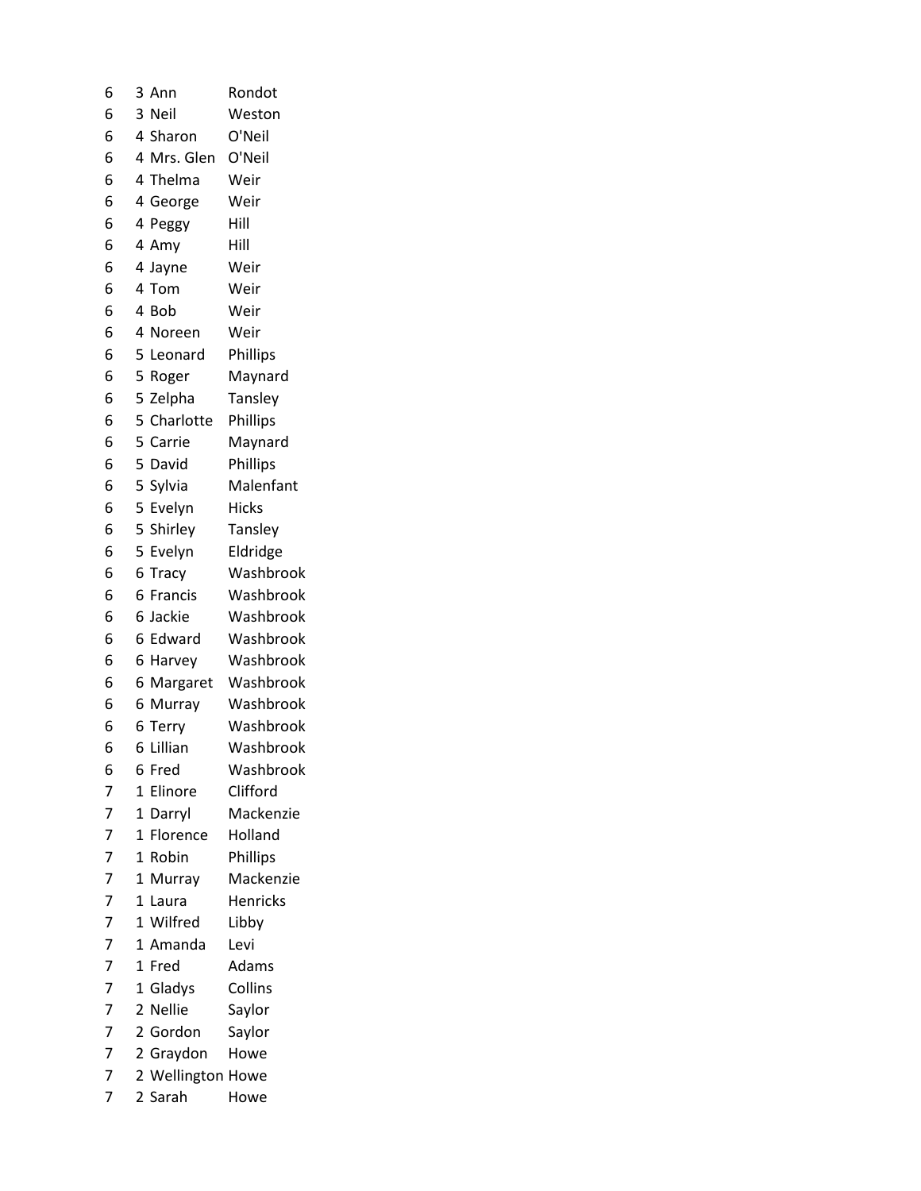| | | | |
|---|---|---|---|
| 6 | 3 | Ann | Rondot |
| 6 | 3 | Neil | Weston |
| 6 | 4 | Sharon | O'Neil |
| 6 | 4 | Mrs. Glen | O'Neil |
| 6 | 4 | Thelma | Weir |
| 6 | 4 | George | Weir |
| 6 | 4 | Peggy | Hill |
| 6 | 4 | Amy | Hill |
| 6 | 4 | Jayne | Weir |
| 6 | 4 | Tom | Weir |
| 6 | 4 | Bob | Weir |
| 6 | 4 | Noreen | Weir |
| 6 | 5 | Leonard | Phillips |
| 6 | 5 | Roger | Maynard |
| 6 | 5 | Zelpha | Tansley |
| 6 | 5 | Charlotte | Phillips |
| 6 | 5 | Carrie | Maynard |
| 6 | 5 | David | Phillips |
| 6 | 5 | Sylvia | Malenfant |
| 6 | 5 | Evelyn | Hicks |
| 6 | 5 | Shirley | Tansley |
| 6 | 5 | Evelyn | Eldridge |
| 6 | 6 | Tracy | Washbrook |
| 6 | 6 | Francis | Washbrook |
| 6 | 6 | Jackie | Washbrook |
| 6 | 6 | Edward | Washbrook |
| 6 | 6 | Harvey | Washbrook |
| 6 | 6 | Margaret | Washbrook |
| 6 | 6 | Murray | Washbrook |
| 6 | 6 | Terry | Washbrook |
| 6 | 6 | Lillian | Washbrook |
| 6 | 6 | Fred | Washbrook |
| 7 | 1 | Elinore | Clifford |
| 7 | 1 | Darryl | Mackenzie |
| 7 | 1 | Florence | Holland |
| 7 | 1 | Robin | Phillips |
| 7 | 1 | Murray | Mackenzie |
| 7 | 1 | Laura | Henricks |
| 7 | 1 | Wilfred | Libby |
| 7 | 1 | Amanda | Levi |
| 7 | 1 | Fred | Adams |
| 7 | 1 | Gladys | Collins |
| 7 | 2 | Nellie | Saylor |
| 7 | 2 | Gordon | Saylor |
| 7 | 2 | Graydon | Howe |
| 7 | 2 | Wellington | Howe |
| 7 | 2 | Sarah | Howe |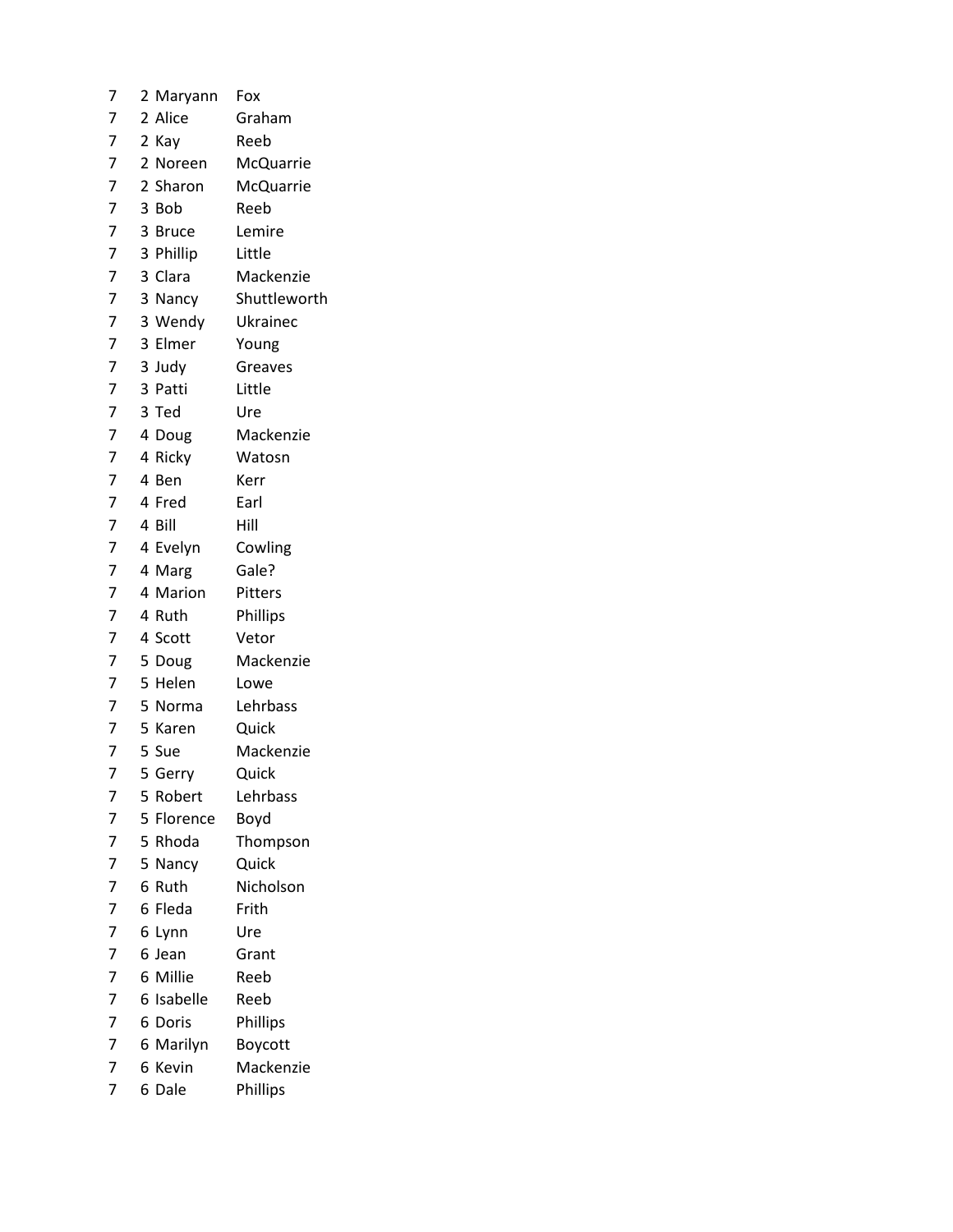| | | | |
|---|---|---|---|
| 7 | 2 | Maryann | Fox |
| 7 | 2 | Alice | Graham |
| 7 | 2 | Kay | Reeb |
| 7 | 2 | Noreen | McQuarrie |
| 7 | 2 | Sharon | McQuarrie |
| 7 | 3 | Bob | Reeb |
| 7 | 3 | Bruce | Lemire |
| 7 | 3 | Phillip | Little |
| 7 | 3 | Clara | Mackenzie |
| 7 | 3 | Nancy | Shuttleworth |
| 7 | 3 | Wendy | Ukrainec |
| 7 | 3 | Elmer | Young |
| 7 | 3 | Judy | Greaves |
| 7 | 3 | Patti | Little |
| 7 | 3 | Ted | Ure |
| 7 | 4 | Doug | Mackenzie |
| 7 | 4 | Ricky | Watosn |
| 7 | 4 | Ben | Kerr |
| 7 | 4 | Fred | Earl |
| 7 | 4 | Bill | Hill |
| 7 | 4 | Evelyn | Cowling |
| 7 | 4 | Marg | Gale? |
| 7 | 4 | Marion | Pitters |
| 7 | 4 | Ruth | Phillips |
| 7 | 4 | Scott | Vetor |
| 7 | 5 | Doug | Mackenzie |
| 7 | 5 | Helen | Lowe |
| 7 | 5 | Norma | Lehrbass |
| 7 | 5 | Karen | Quick |
| 7 | 5 | Sue | Mackenzie |
| 7 | 5 | Gerry | Quick |
| 7 | 5 | Robert | Lehrbass |
| 7 | 5 | Florence | Boyd |
| 7 | 5 | Rhoda | Thompson |
| 7 | 5 | Nancy | Quick |
| 7 | 6 | Ruth | Nicholson |
| 7 | 6 | Fleda | Frith |
| 7 | 6 | Lynn | Ure |
| 7 | 6 | Jean | Grant |
| 7 | 6 | Millie | Reeb |
| 7 | 6 | Isabelle | Reeb |
| 7 | 6 | Doris | Phillips |
| 7 | 6 | Marilyn | Boycott |
| 7 | 6 | Kevin | Mackenzie |
| 7 | 6 | Dale | Phillips |